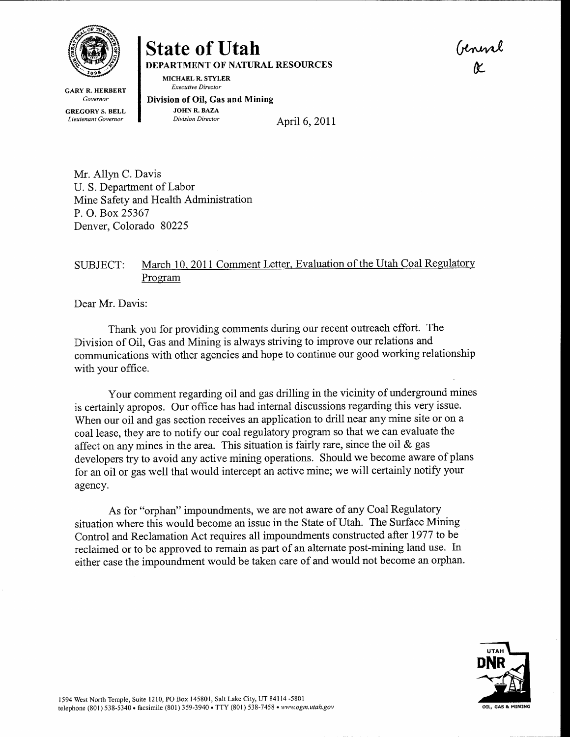# State of Utah

**DEPARTMENT OF NATURAL RESOURCES**

MICHAEL R. STYLER
*Executive Director*

**Division of Oil, Gas and Mining**

JOHN R. BAZA
*Division Director*

GARY R. HERBERT
*Governor*

GREGORY S. BELL
*Lieutenant Governor*

General
&

April 6, 2011

Mr. Allyn C. Davis
U. S. Department of Labor
Mine Safety and Health Administration
P. O. Box 25367
Denver, Colorado 80225

SUBJECT: March 10, 2011 Comment Letter, Evaluation of the Utah Coal Regulatory Program

Dear Mr. Davis:

Thank you for providing comments during our recent outreach effort. The Division of Oil, Gas and Mining is always striving to improve our relations and communications with other agencies and hope to continue our good working relationship with your office.

Your comment regarding oil and gas drilling in the vicinity of underground mines is certainly apropos. Our office has had internal discussions regarding this very issue. When our oil and gas section receives an application to drill near any mine site or on a coal lease, they are to notify our coal regulatory program so that we can evaluate the affect on any mines in the area. This situation is fairly rare, since the oil & gas developers try to avoid any active mining operations. Should we become aware of plans for an oil or gas well that would intercept an active mine; we will certainly notify your agency.

As for "orphan" impoundments, we are not aware of any Coal Regulatory situation where this would become an issue in the State of Utah. The Surface Mining Control and Reclamation Act requires all impoundments constructed after 1977 to be reclaimed or to be approved to remain as part of an alternate post-mining land use. In either case the impoundment would be taken care of and would not become an orphan.

1594 West North Temple, Suite 1210, PO Box 145801, Salt Lake City, UT 84114-5801
telephone (801) 538-5340 • facsimile (801) 359-3940 • TTY (801) 538-7458 • *www.ogm.utah.gov*

UTAH DNR OIL, GAS & MINING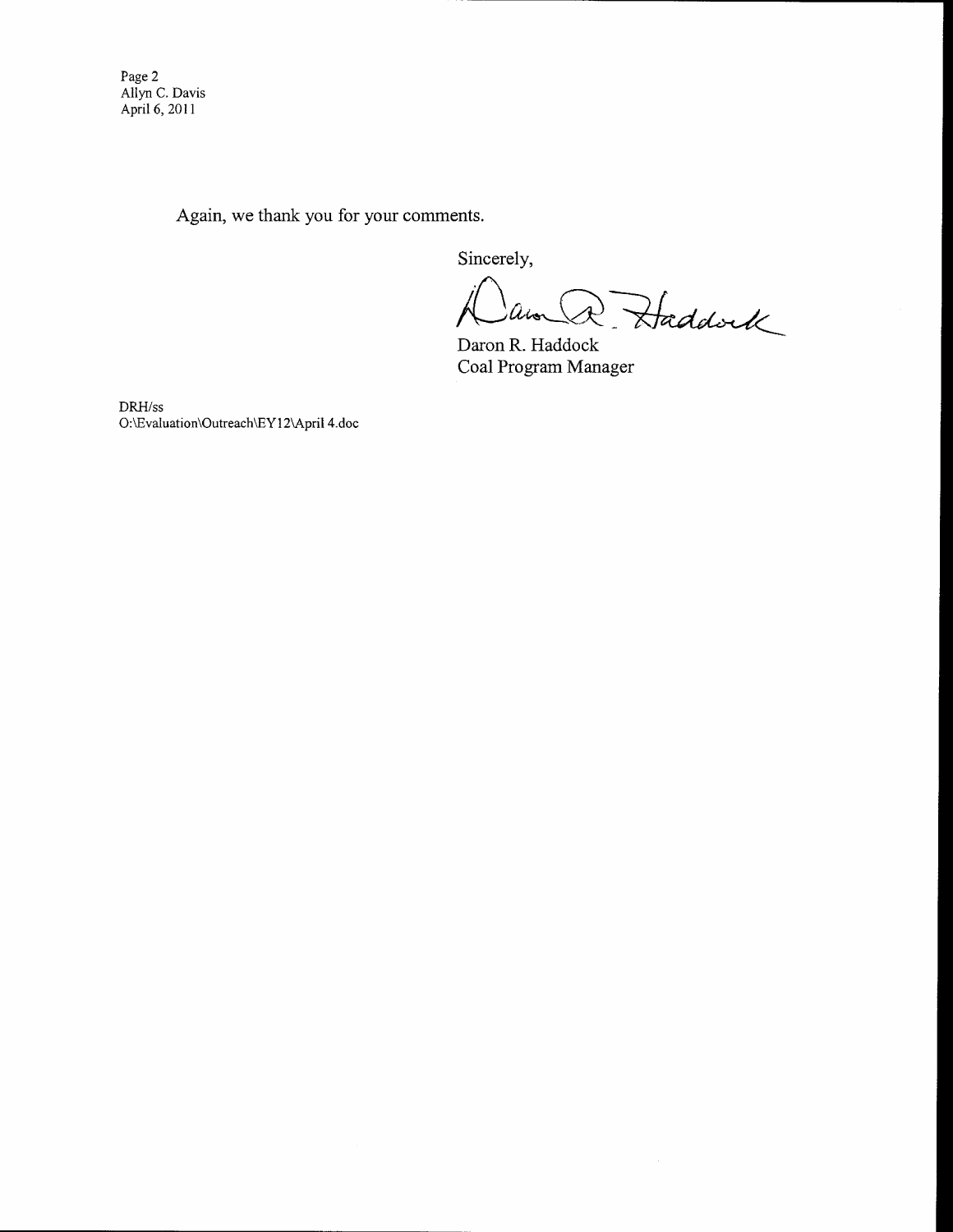Again, we thank you for your comments.

Sincerely,

Daron R. Haddock
Coal Program Manager

DRH/ss
O:\Evaluation\Outreach\EY12\April 4.doc